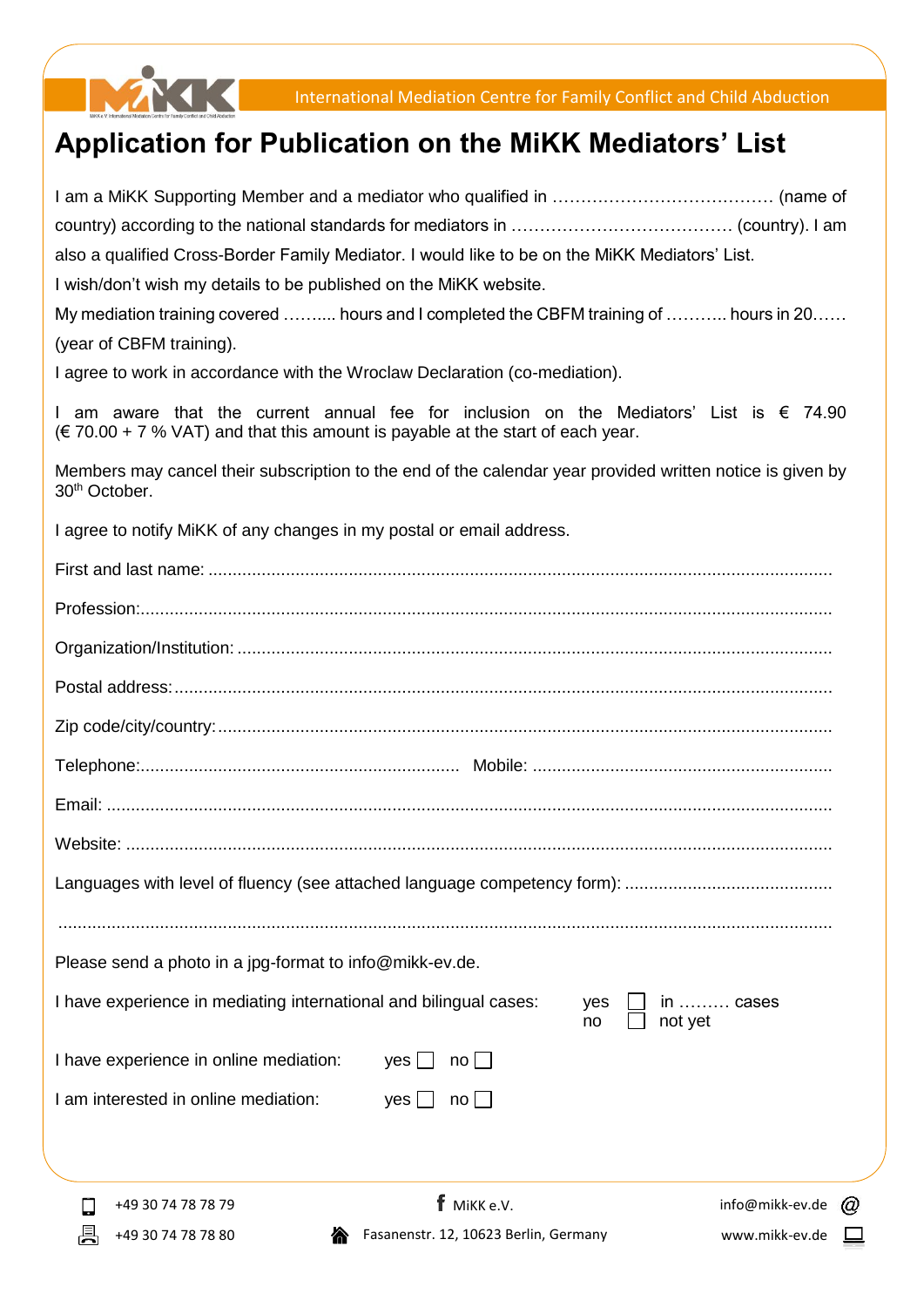International Mediation Centre for Family Conflict and Child Abduction

# Application for Publication on the MiKK Mediators' List

I am a MiKK Supporting Member and a mediator who qualified in ………………………………… (name of country) according to the national standards for mediators in ………………………………… (country). I am also a qualified Cross-Border Family Mediator. I would like to be on the MiKK Mediators' List.

I wish/don't wish my details to be published on the MiKK website.

My mediation training covered ……... hours and I completed the CBFM training of ……….. hours in 20…… (year of CBFM training).

I agree to work in accordance with the Wroclaw Declaration (co-mediation).

I am aware that the current annual fee for inclusion on the Mediators' List is € 74.90 (€ 70.00 + 7 % VAT) and that this amount is payable at the start of each year.

Members may cancel their subscription to the end of the calendar year provided written notice is given by 30th October.

I agree to notify MiKK of any changes in my postal or email address.

First and last name: ..........................................................................................................................

Profession:..........................................................................................................................

Organization/Institution: ..........................................................................................................................

Postal address:..........................................................................................................................

Zip code/city/country:..........................................................................................................................

Telephone:.................................................................. Mobile: ..............................................................

Email: ..........................................................................................................................

Website: ..........................................................................................................................

Languages with level of fluency (see attached language competency form): ..........................................

..........................................................................................................................

Please send a photo in a jpg-format to info@mikk-ev.de.

I have experience in mediating international and bilingual cases: yes ☐ in ……… cases  
no ☐ not yet

I have experience in online mediation: yes ☐ no ☐

I am interested in online mediation: yes ☐ no ☐

+49 30 74 78 78 79 | MiKK e.V. | info@mikk-ev.de

+49 30 74 78 78 80 | Fasanenstr. 12, 10623 Berlin, Germany | www.mikk-ev.de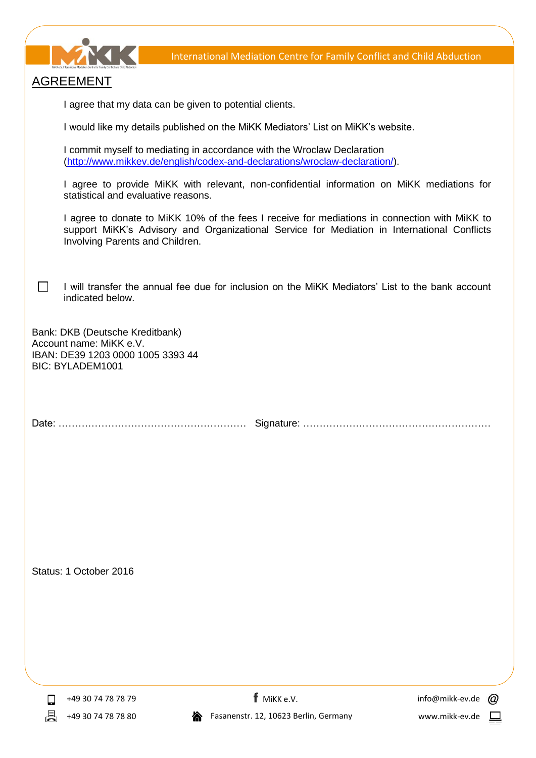# AGREEMENT

I agree that my data can be given to potential clients.

I would like my details published on the MiKK Mediators' List on MiKK's website.

I commit myself to mediating in accordance with the Wroclaw Declaration (http://www.mikkev.de/english/codex-and-declarations/wroclaw-declaration/).

I agree to provide MiKK with relevant, non-confidential information on MiKK mediations for statistical and evaluative reasons.

I agree to donate to MiKK 10% of the fees I receive for mediations in connection with MiKK to support MiKK's Advisory and Organizational Service for Mediation in International Conflicts Involving Parents and Children.

☐ I will transfer the annual fee due for inclusion on the MiKK Mediators' List to the bank account indicated below.

Bank: DKB (Deutsche Kreditbank)
Account name: MiKK e.V.
IBAN: DE39 1203 0000 1005 3393 44
BIC: BYLADEM1001

Date: ……………………………………………… Signature: ………………………………………………

Status: 1 October 2016